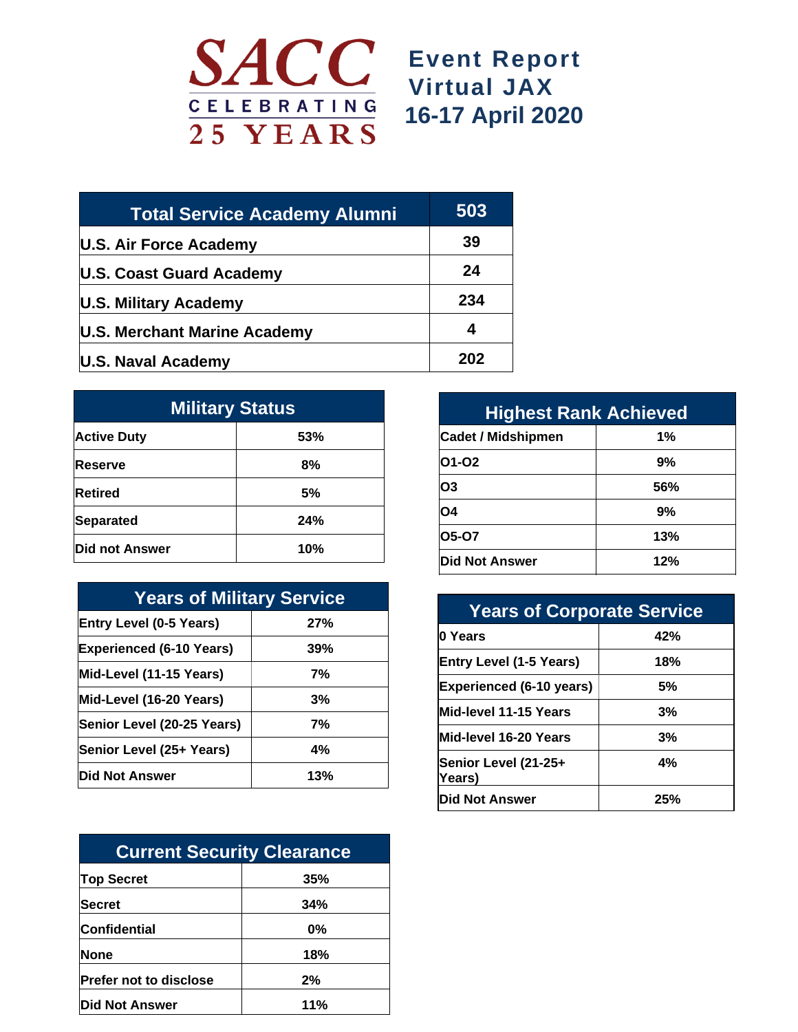# SACC CELEBRATING 25 YEARS

# Event Report Virtual JAX 16-17 April 2020

| Total Service Academy Alumni | 503 |
|---|---|
| U.S. Air Force Academy | 39 |
| U.S. Coast Guard Academy | 24 |
| U.S. Military Academy | 234 |
| U.S. Merchant Marine Academy | 4 |
| U.S. Naval Academy | 202 |

| Military Status | |
|---|---|
| Active Duty | 53% |
| Reserve | 8% |
| Retired | 5% |
| Separated | 24% |
| Did not Answer | 10% |

| Highest Rank Achieved | |
|---|---|
| Cadet / Midshipmen | 1% |
| O1-O2 | 9% |
| O3 | 56% |
| O4 | 9% |
| O5-O7 | 13% |
| Did Not Answer | 12% |

| Years of Military Service | |
|---|---|
| Entry Level (0-5 Years) | 27% |
| Experienced (6-10 Years) | 39% |
| Mid-Level (11-15 Years) | 7% |
| Mid-Level (16-20 Years) | 3% |
| Senior Level (20-25 Years) | 7% |
| Senior Level (25+ Years) | 4% |
| Did Not Answer | 13% |

| Years of Corporate Service | |
|---|---|
| 0 Years | 42% |
| Entry Level (1-5 Years) | 18% |
| Experienced (6-10 years) | 5% |
| Mid-level 11-15 Years | 3% |
| Mid-level 16-20 Years | 3% |
| Senior Level (21-25+ Years) | 4% |
| Did Not Answer | 25% |

| Current Security Clearance | |
|---|---|
| Top Secret | 35% |
| Secret | 34% |
| Confidential | 0% |
| None | 18% |
| Prefer not to disclose | 2% |
| Did Not Answer | 11% |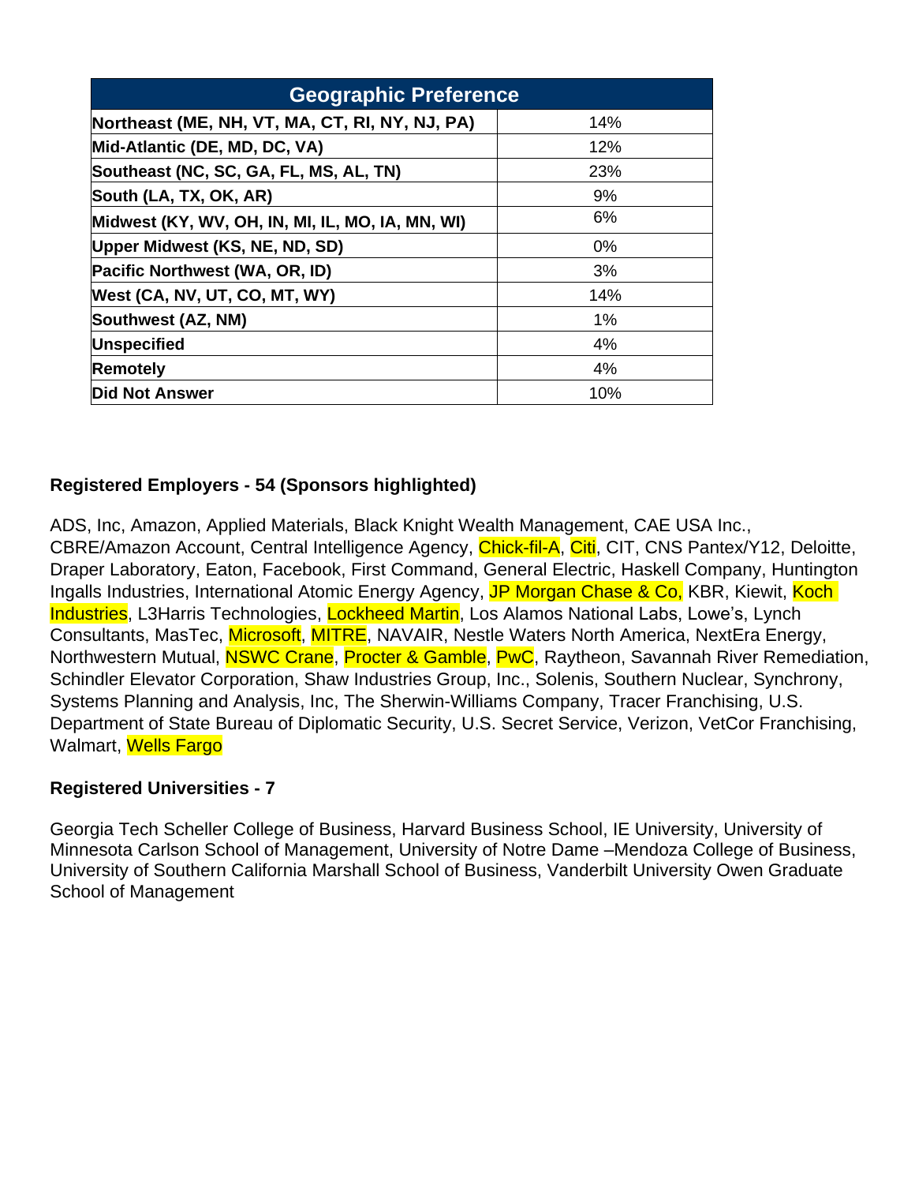| Geographic Preference | |
|---|---|
| **Northeast (ME, NH, VT, MA, CT, RI, NY, NJ, PA)** | 14% |
| **Mid-Atlantic (DE, MD, DC, VA)** | 12% |
| **Southeast (NC, SC, GA, FL, MS, AL, TN)** | 23% |
| **South (LA, TX, OK, AR)** | 9% |
| **Midwest (KY, WV, OH, IN, MI, IL, MO, IA, MN, WI)** | 6% |
| **Upper Midwest (KS, NE, ND, SD)** | 0% |
| **Pacific Northwest (WA, OR, ID)** | 3% |
| **West (CA, NV, UT, CO, MT, WY)** | 14% |
| **Southwest (AZ, NM)** | 1% |
| **Unspecified** | 4% |
| **Remotely** | 4% |
| **Did Not Answer** | 10% |

**Registered Employers - 54 (Sponsors highlighted)**

ADS, Inc, Amazon, Applied Materials, Black Knight Wealth Management, CAE USA Inc., CBRE/Amazon Account, Central Intelligence Agency, Chick-fil-A, Citi, CIT, CNS Pantex/Y12, Deloitte, Draper Laboratory, Eaton, Facebook, First Command, General Electric, Haskell Company, Huntington Ingalls Industries, International Atomic Energy Agency, JP Morgan Chase & Co, KBR, Kiewit, Koch Industries, L3Harris Technologies, Lockheed Martin, Los Alamos National Labs, Lowe's, Lynch Consultants, MasTec, Microsoft, MITRE, NAVAIR, Nestle Waters North America, NextEra Energy, Northwestern Mutual, NSWC Crane, Procter & Gamble, PwC, Raytheon, Savannah River Remediation, Schindler Elevator Corporation, Shaw Industries Group, Inc., Solenis, Southern Nuclear, Synchrony, Systems Planning and Analysis, Inc, The Sherwin-Williams Company, Tracer Franchising, U.S. Department of State Bureau of Diplomatic Security, U.S. Secret Service, Verizon, VetCor Franchising, Walmart, Wells Fargo

**Registered Universities - 7**

Georgia Tech Scheller College of Business, Harvard Business School, IE University, University of Minnesota Carlson School of Management, University of Notre Dame –Mendoza College of Business, University of Southern California Marshall School of Business, Vanderbilt University Owen Graduate School of Management